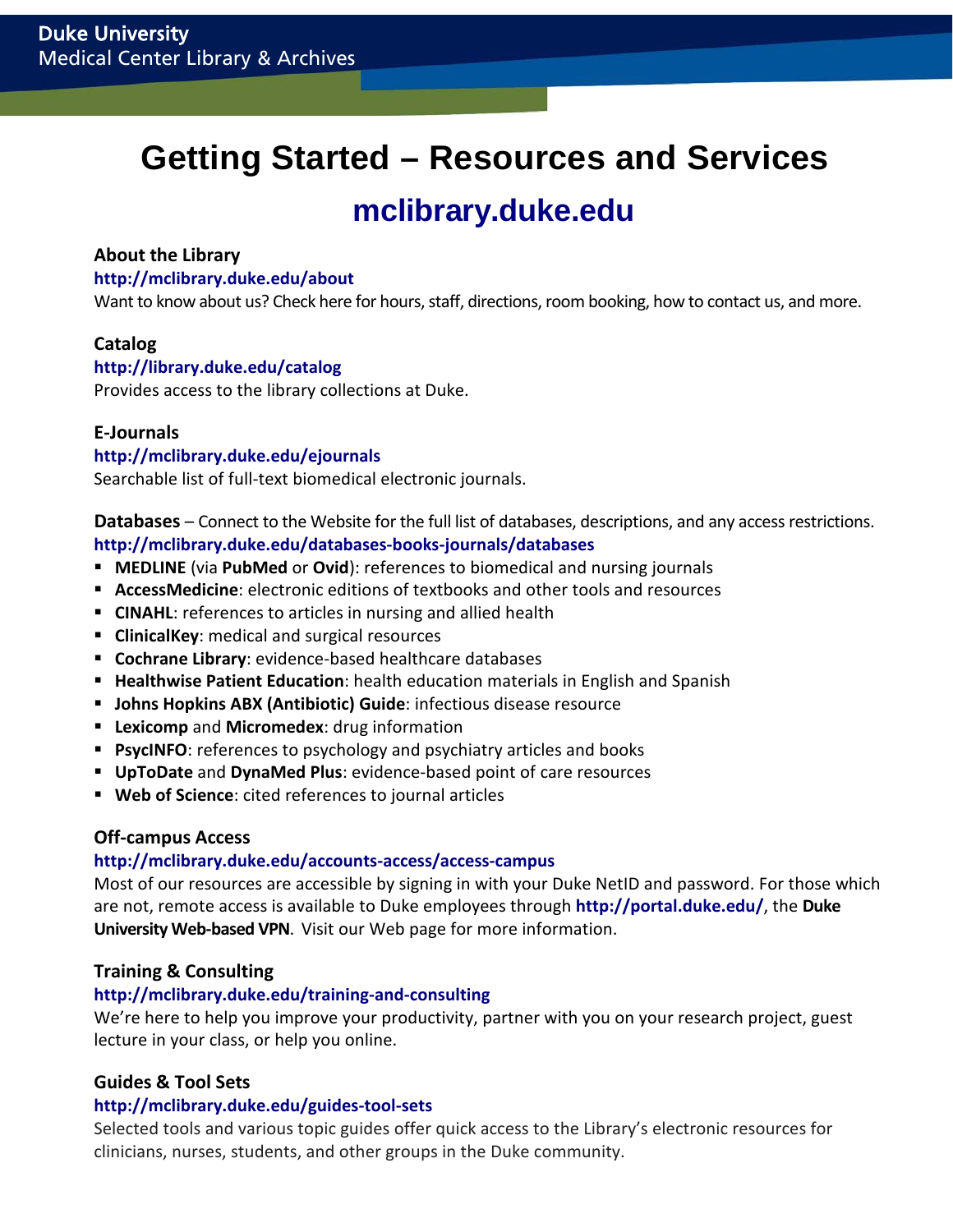Duke University
Medical Center Library & Archives

# Getting Started – Resources and Services

## mclibrary.duke.edu

### About the Library

**http://mclibrary.duke.edu/about**

Want to know about us? Check here for hours, staff, directions, room booking, how to contact us, and more.

### Catalog

**http://library.duke.edu/catalog**

Provides access to the library collections at Duke.

### E-Journals

**http://mclibrary.duke.edu/ejournals**

Searchable list of full-text biomedical electronic journals.

### Databases

**Databases** – Connect to the Website for the full list of databases, descriptions, and any access restrictions.

**http://mclibrary.duke.edu/databases-books-journals/databases**

- **MEDLINE** (via **PubMed** or **Ovid**): references to biomedical and nursing journals
- **AccessMedicine**: electronic editions of textbooks and other tools and resources
- **CINAHL**: references to articles in nursing and allied health
- **ClinicalKey**: medical and surgical resources
- **Cochrane Library**: evidence-based healthcare databases
- **Healthwise Patient Education**: health education materials in English and Spanish
- **Johns Hopkins ABX (Antibiotic) Guide**: infectious disease resource
- **Lexicomp** and **Micromedex**: drug information
- **PsycINFO**: references to psychology and psychiatry articles and books
- **UpToDate** and **DynaMed Plus**: evidence-based point of care resources
- **Web of Science**: cited references to journal articles

### Off-campus Access

**http://mclibrary.duke.edu/accounts-access/access-campus**

Most of our resources are accessible by signing in with your Duke NetID and password. For those which are not, remote access is available to Duke employees through **http://portal.duke.edu/**, the **Duke University Web-based VPN**. Visit our Web page for more information.

### Training & Consulting

**http://mclibrary.duke.edu/training-and-consulting**

We're here to help you improve your productivity, partner with you on your research project, guest lecture in your class, or help you online.

### Guides & Tool Sets

**http://mclibrary.duke.edu/guides-tool-sets**

Selected tools and various topic guides offer quick access to the Library's electronic resources for clinicians, nurses, students, and other groups in the Duke community.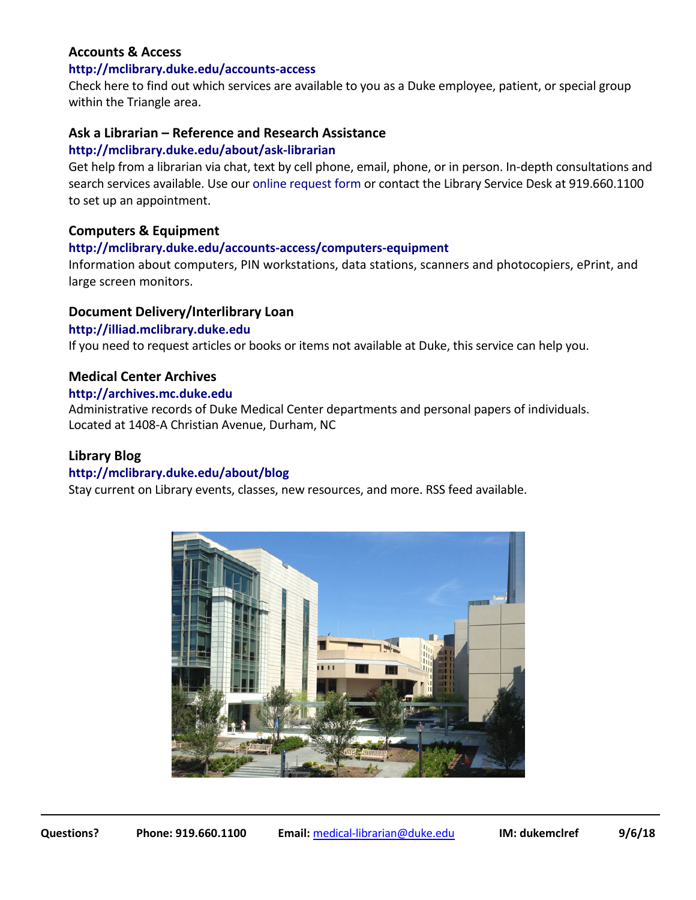### Accounts & Access

**http://mclibrary.duke.edu/accounts-access**

Check here to find out which services are available to you as a Duke employee, patient, or special group within the Triangle area.

### Ask a Librarian – Reference and Research Assistance

**http://mclibrary.duke.edu/about/ask-librarian**

Get help from a librarian via chat, text by cell phone, email, phone, or in person. In-depth consultations and search services available. Use our online request form or contact the Library Service Desk at 919.660.1100 to set up an appointment.

### Computers & Equipment

**http://mclibrary.duke.edu/accounts-access/computers-equipment**

Information about computers, PIN workstations, data stations, scanners and photocopiers, ePrint, and large screen monitors.

### Document Delivery/Interlibrary Loan

**http://illiad.mclibrary.duke.edu**

If you need to request articles or books or items not available at Duke, this service can help you.

### Medical Center Archives

**http://archives.mc.duke.edu**

Administrative records of Duke Medical Center departments and personal papers of individuals. Located at 1408-A Christian Avenue, Durham, NC

### Library Blog

**http://mclibrary.duke.edu/about/blog**

Stay current on Library events, classes, new resources, and more. RSS feed available.

---

**Questions?** **Phone: 919.660.1100** **Email:** medical-librarian@duke.edu **IM: dukemclref** **9/6/18**